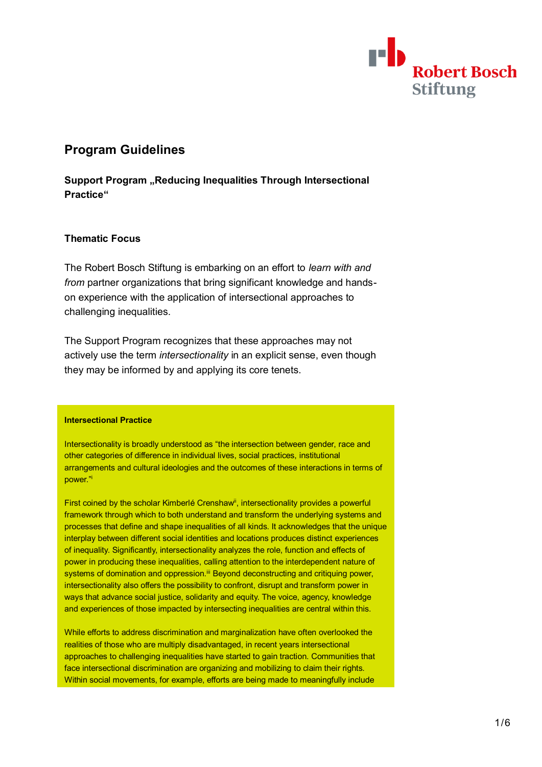# Program Guidelines

**Support Program „Reducing Inequalities Through Intersectional Practice“**

## Thematic Focus

The Robert Bosch Stiftung is embarking on an effort to *learn with and from* partner organizations that bring significant knowledge and hands-on experience with the application of intersectional approaches to challenging inequalities.

The Support Program recognizes that these approaches may not actively use the term *intersectionality* in an explicit sense, even though they may be informed by and applying its core tenets.

**Intersectional Practice**

Intersectionality is broadly understood as “the intersection between gender, race and other categories of difference in individual lives, social practices, institutional arrangements and cultural ideologies and the outcomes of these interactions in terms of power.”[i]

First coined by the scholar Kimberlé Crenshaw[ii], intersectionality provides a powerful framework through which to both understand and transform the underlying systems and processes that define and shape inequalities of all kinds. It acknowledges that the unique interplay between different social identities and locations produces distinct experiences of inequality. Significantly, intersectionality analyzes the role, function and effects of power in producing these inequalities, calling attention to the interdependent nature of systems of domination and oppression.[iii] Beyond deconstructing and critiquing power, intersectionality also offers the possibility to confront, disrupt and transform power in ways that advance social justice, solidarity and equity. The voice, agency, knowledge and experiences of those impacted by intersecting inequalities are central within this.

While efforts to address discrimination and marginalization have often overlooked the realities of those who are multiply disadvantaged, in recent years intersectional approaches to challenging inequalities have started to gain traction. Communities that face intersectional discrimination are organizing and mobilizing to claim their rights. Within social movements, for example, efforts are being made to meaningfully include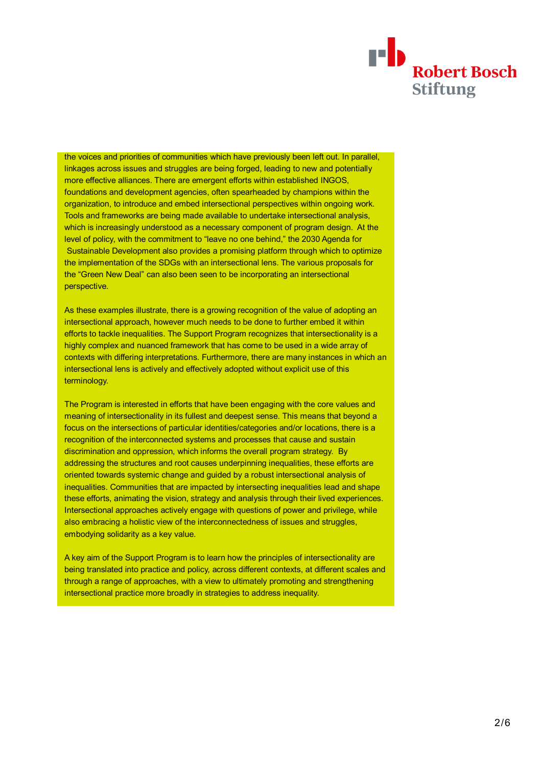the voices and priorities of communities which have previously been left out. In parallel, linkages across issues and struggles are being forged, leading to new and potentially more effective alliances. There are emergent efforts within established INGOS, foundations and development agencies, often spearheaded by champions within the organization, to introduce and embed intersectional perspectives within ongoing work. Tools and frameworks are being made available to undertake intersectional analysis, which is increasingly understood as a necessary component of program design. At the level of policy, with the commitment to "leave no one behind," the 2030 Agenda for Sustainable Development also provides a promising platform through which to optimize the implementation of the SDGs with an intersectional lens. The various proposals for the "Green New Deal" can also been seen to be incorporating an intersectional perspective.

As these examples illustrate, there is a growing recognition of the value of adopting an intersectional approach, however much needs to be done to further embed it within efforts to tackle inequalities. The Support Program recognizes that intersectionality is a highly complex and nuanced framework that has come to be used in a wide array of contexts with differing interpretations. Furthermore, there are many instances in which an intersectional lens is actively and effectively adopted without explicit use of this terminology.

The Program is interested in efforts that have been engaging with the core values and meaning of intersectionality in its fullest and deepest sense. This means that beyond a focus on the intersections of particular identities/categories and/or locations, there is a recognition of the interconnected systems and processes that cause and sustain discrimination and oppression, which informs the overall program strategy. By addressing the structures and root causes underpinning inequalities, these efforts are oriented towards systemic change and guided by a robust intersectional analysis of inequalities. Communities that are impacted by intersecting inequalities lead and shape these efforts, animating the vision, strategy and analysis through their lived experiences. Intersectional approaches actively engage with questions of power and privilege, while also embracing a holistic view of the interconnectedness of issues and struggles, embodying solidarity as a key value.

A key aim of the Support Program is to learn how the principles of intersectionality are being translated into practice and policy, across different contexts, at different scales and through a range of approaches, with a view to ultimately promoting and strengthening intersectional practice more broadly in strategies to address inequality.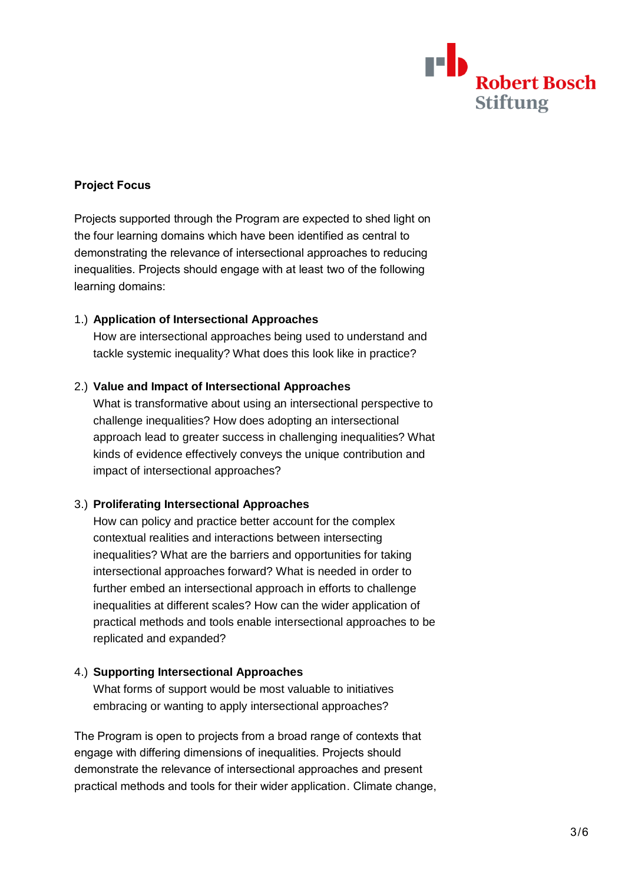**Project Focus**

Projects supported through the Program are expected to shed light on the four learning domains which have been identified as central to demonstrating the relevance of intersectional approaches to reducing inequalities. Projects should engage with at least two of the following learning domains:

1.) **Application of Intersectional Approaches**
How are intersectional approaches being used to understand and tackle systemic inequality? What does this look like in practice?

2.) **Value and Impact of Intersectional Approaches**
What is transformative about using an intersectional perspective to challenge inequalities? How does adopting an intersectional approach lead to greater success in challenging inequalities? What kinds of evidence effectively conveys the unique contribution and impact of intersectional approaches?

3.) **Proliferating Intersectional Approaches**
How can policy and practice better account for the complex contextual realities and interactions between intersecting inequalities? What are the barriers and opportunities for taking intersectional approaches forward? What is needed in order to further embed an intersectional approach in efforts to challenge inequalities at different scales? How can the wider application of practical methods and tools enable intersectional approaches to be replicated and expanded?

4.) **Supporting Intersectional Approaches**
What forms of support would be most valuable to initiatives embracing or wanting to apply intersectional approaches?

The Program is open to projects from a broad range of contexts that engage with differing dimensions of inequalities. Projects should demonstrate the relevance of intersectional approaches and present practical methods and tools for their wider application. Climate change,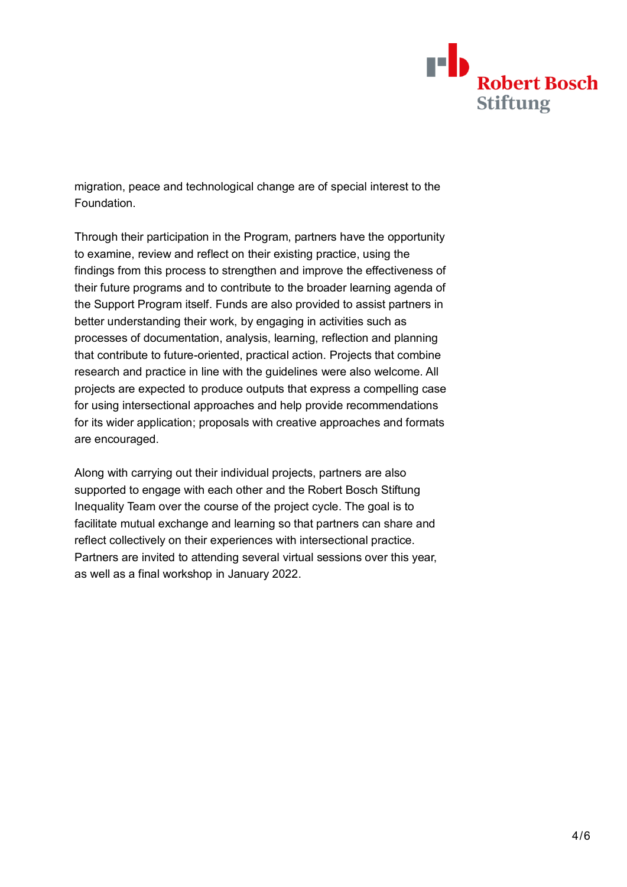migration, peace and technological change are of special interest to the Foundation.

Through their participation in the Program, partners have the opportunity to examine, review and reflect on their existing practice, using the findings from this process to strengthen and improve the effectiveness of their future programs and to contribute to the broader learning agenda of the Support Program itself. Funds are also provided to assist partners in better understanding their work, by engaging in activities such as processes of documentation, analysis, learning, reflection and planning that contribute to future-oriented, practical action. Projects that combine research and practice in line with the guidelines were also welcome. All projects are expected to produce outputs that express a compelling case for using intersectional approaches and help provide recommendations for its wider application; proposals with creative approaches and formats are encouraged.

Along with carrying out their individual projects, partners are also supported to engage with each other and the Robert Bosch Stiftung Inequality Team over the course of the project cycle. The goal is to facilitate mutual exchange and learning so that partners can share and reflect collectively on their experiences with intersectional practice. Partners are invited to attending several virtual sessions over this year, as well as a final workshop in January 2022.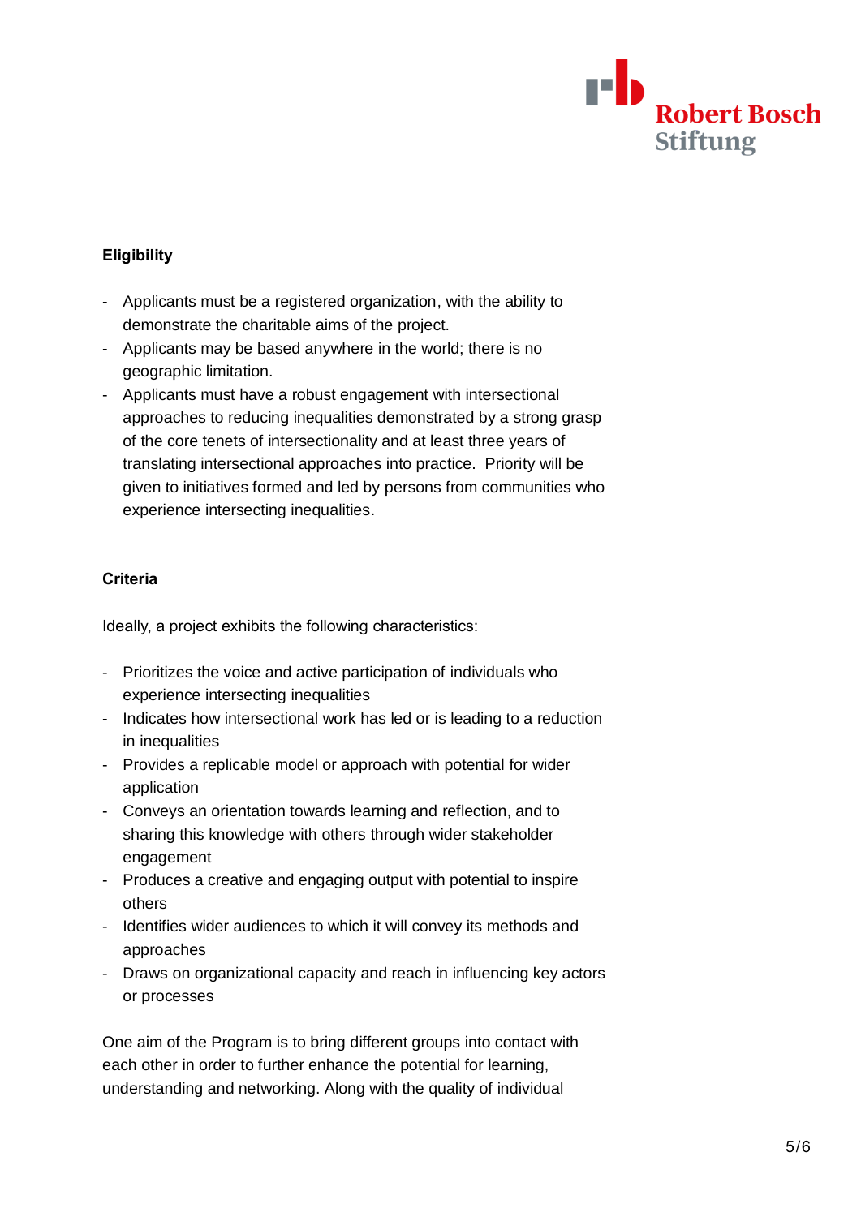**Eligibility**

- Applicants must be a registered organization, with the ability to demonstrate the charitable aims of the project.
- Applicants may be based anywhere in the world; there is no geographic limitation.
- Applicants must have a robust engagement with intersectional approaches to reducing inequalities demonstrated by a strong grasp of the core tenets of intersectionality and at least three years of translating intersectional approaches into practice. Priority will be given to initiatives formed and led by persons from communities who experience intersecting inequalities.

**Criteria**

Ideally, a project exhibits the following characteristics:

- Prioritizes the voice and active participation of individuals who experience intersecting inequalities
- Indicates how intersectional work has led or is leading to a reduction in inequalities
- Provides a replicable model or approach with potential for wider application
- Conveys an orientation towards learning and reflection, and to sharing this knowledge with others through wider stakeholder engagement
- Produces a creative and engaging output with potential to inspire others
- Identifies wider audiences to which it will convey its methods and approaches
- Draws on organizational capacity and reach in influencing key actors or processes

One aim of the Program is to bring different groups into contact with each other in order to further enhance the potential for learning, understanding and networking. Along with the quality of individual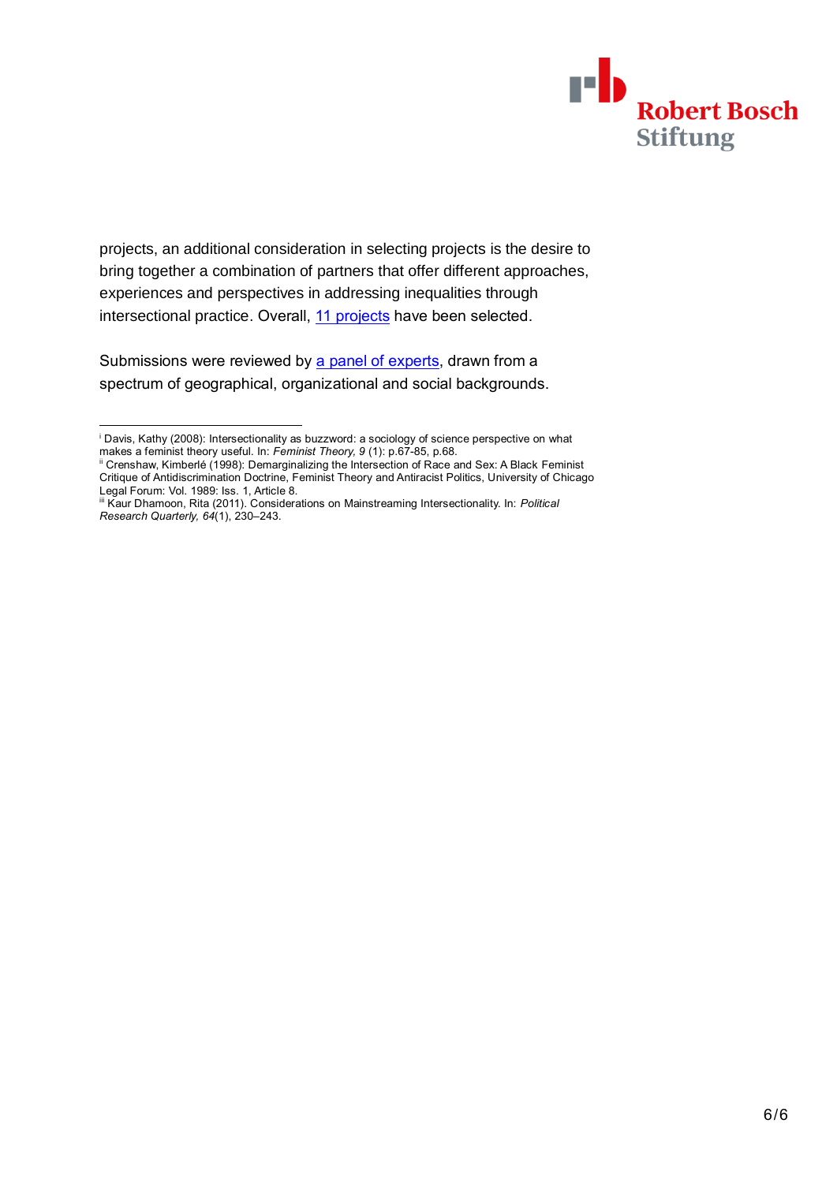projects, an additional consideration in selecting projects is the desire to bring together a combination of partners that offer different approaches, experiences and perspectives in addressing inequalities through intersectional practice. Overall, 11 projects have been selected.

Submissions were reviewed by a panel of experts, drawn from a spectrum of geographical, organizational and social backgrounds.

---

[i] Davis, Kathy (2008): Intersectionality as buzzword: a sociology of science perspective on what makes a feminist theory useful. In: *Feminist Theory, 9* (1): p.67-85, p.68.

[ii] Crenshaw, Kimberlé (1998): Demarginalizing the Intersection of Race and Sex: A Black Feminist Critique of Antidiscrimination Doctrine, Feminist Theory and Antiracist Politics, University of Chicago Legal Forum: Vol. 1989: Iss. 1, Article 8.

[iii] Kaur Dhamoon, Rita (2011). Considerations on Mainstreaming Intersectionality. In: *Political Research Quarterly, 64*(1), 230–243.